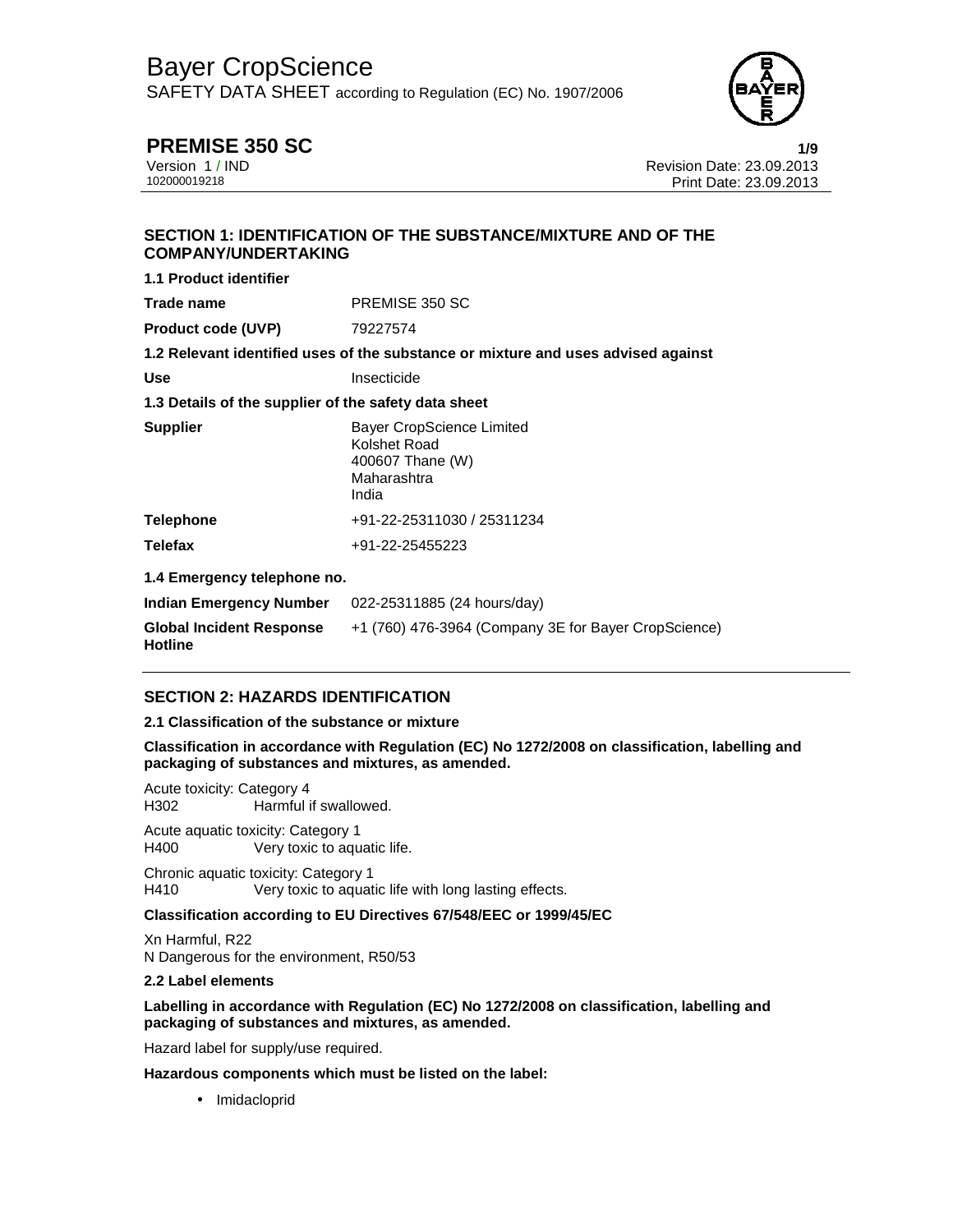# Bayer CropScience

SAFETY DATA SHEET according to Regulation (EC) No. 1907/2006

## PREMISE 350 SC

Version 1 / IND
102000019218

Revision Date: 23.09.2013
Print Date: 23.09.2013

## SECTION 1: IDENTIFICATION OF THE SUBSTANCE/MIXTURE AND OF THE COMPANY/UNDERTAKING

### 1.1 Product identifier

| | |
|---|---|
| **Trade name** | PREMISE 350 SC |
| **Product code (UVP)** | 79227574 |

### 1.2 Relevant identified uses of the substance or mixture and uses advised against

| | |
|---|---|
| **Use** | Insecticide |

### 1.3 Details of the supplier of the safety data sheet

| | |
|---|---|
| **Supplier** | Bayer CropScience Limited<br>Kolshet Road<br>400607 Thane (W)<br>Maharashtra<br>India |
| **Telephone** | +91-22-25311030 / 25311234 |
| **Telefax** | +91-22-25455223 |

### 1.4 Emergency telephone no.

| | |
|---|---|
| **Indian Emergency Number** | 022-25311885 (24 hours/day) |
| **Global Incident Response Hotline** | +1 (760) 476-3964 (Company 3E for Bayer CropScience) |

## SECTION 2: HAZARDS IDENTIFICATION

### 2.1 Classification of the substance or mixture

**Classification in accordance with Regulation (EC) No 1272/2008 on classification, labelling and packaging of substances and mixtures, as amended.**

Acute toxicity: Category 4
H302 Harmful if swallowed.

Acute aquatic toxicity: Category 1
H400 Very toxic to aquatic life.

Chronic aquatic toxicity: Category 1
H410 Very toxic to aquatic life with long lasting effects.

**Classification according to EU Directives 67/548/EEC or 1999/45/EC**

Xn Harmful, R22
N Dangerous for the environment, R50/53

### 2.2 Label elements

**Labelling in accordance with Regulation (EC) No 1272/2008 on classification, labelling and packaging of substances and mixtures, as amended.**

Hazard label for supply/use required.

**Hazardous components which must be listed on the label:**

- Imidacloprid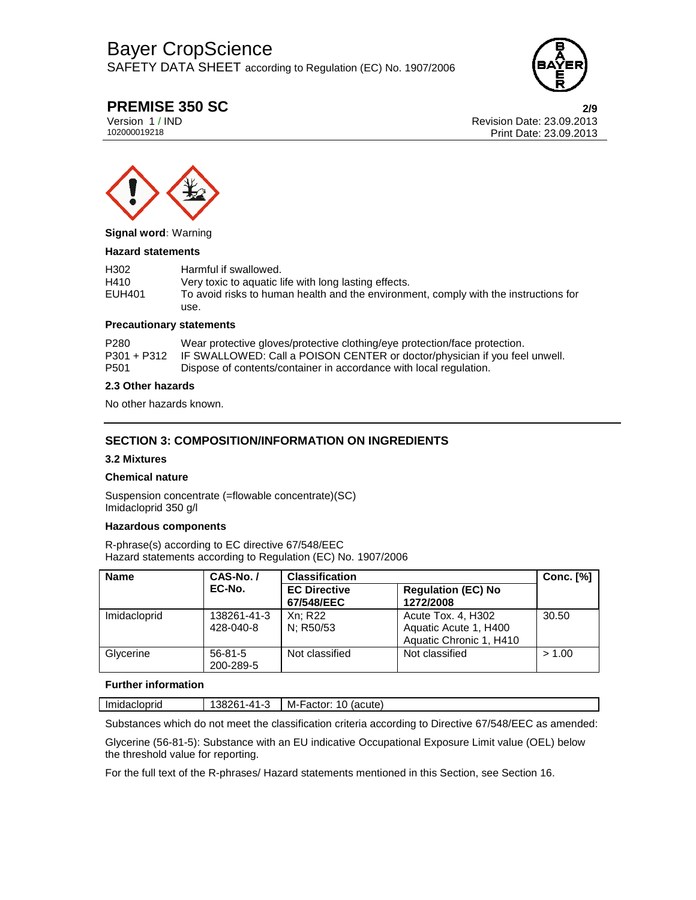**Signal word**: Warning

**Hazard statements**

| | |
|---|---|
| H302 | Harmful if swallowed. |
| H410 | Very toxic to aquatic life with long lasting effects. |
| EUH401 | To avoid risks to human health and the environment, comply with the instructions for use. |

**Precautionary statements**

| | |
|---|---|
| P280 | Wear protective gloves/protective clothing/eye protection/face protection. |
| P301 + P312 | IF SWALLOWED: Call a POISON CENTER or doctor/physician if you feel unwell. |
| P501 | Dispose of contents/container in accordance with local regulation. |

### 2.3 Other hazards

No other hazards known.

## SECTION 3: COMPOSITION/INFORMATION ON INGREDIENTS

### 3.2 Mixtures

**Chemical nature**

Suspension concentrate (=flowable concentrate)(SC)
Imidacloprid 350 g/l

**Hazardous components**

R-phrase(s) according to EC directive 67/548/EEC
Hazard statements according to Regulation (EC) No. 1907/2006

| Name | CAS-No. / EC-No. | Classification | | Conc. [%] |
|---|---|---|---|---|
| | | EC Directive 67/548/EEC | Regulation (EC) No 1272/2008 | |
| Imidacloprid | 138261-41-3<br>428-040-8 | Xn; R22<br>N; R50/53 | Acute Tox. 4, H302<br>Aquatic Acute 1, H400<br>Aquatic Chronic 1, H410 | 30.50 |
| Glycerine | 56-81-5<br>200-289-5 | Not classified | Not classified | > 1.00 |

**Further information**

| | | |
|---|---|---|
| Imidacloprid | 138261-41-3 | M-Factor: 10 (acute) |

Substances which do not meet the classification criteria according to Directive 67/548/EEC as amended:

Glycerine (56-81-5): Substance with an EU indicative Occupational Exposure Limit value (OEL) below the threshold value for reporting.

For the full text of the R-phrases/ Hazard statements mentioned in this Section, see Section 16.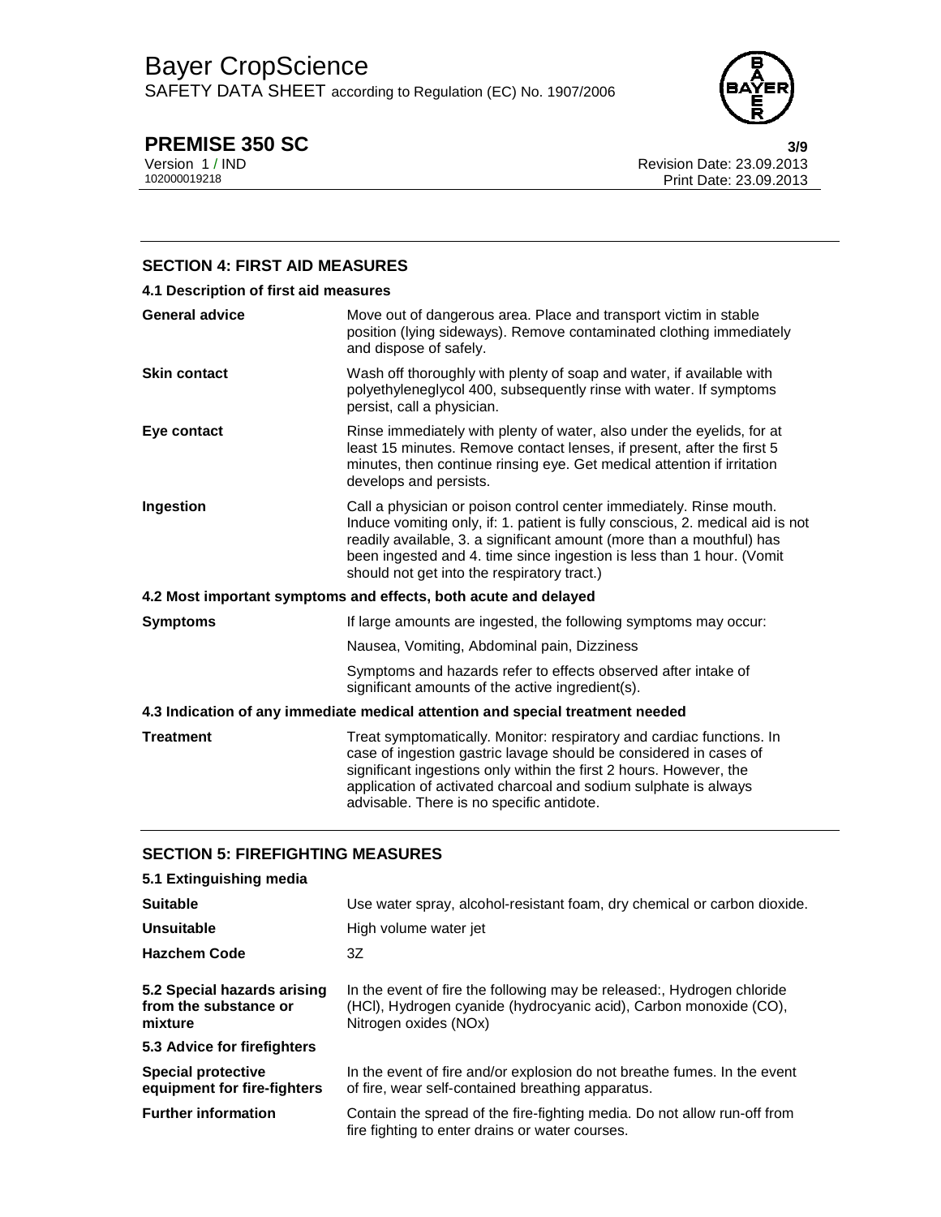## SECTION 4: FIRST AID MEASURES

### 4.1 Description of first aid measures

| | |
|---|---|
| **General advice** | Move out of dangerous area. Place and transport victim in stable position (lying sideways). Remove contaminated clothing immediately and dispose of safely. |
| **Skin contact** | Wash off thoroughly with plenty of soap and water, if available with polyethyleneglycol 400, subsequently rinse with water. If symptoms persist, call a physician. |
| **Eye contact** | Rinse immediately with plenty of water, also under the eyelids, for at least 15 minutes. Remove contact lenses, if present, after the first 5 minutes, then continue rinsing eye. Get medical attention if irritation develops and persists. |
| **Ingestion** | Call a physician or poison control center immediately. Rinse mouth. Induce vomiting only, if: 1. patient is fully conscious, 2. medical aid is not readily available, 3. a significant amount (more than a mouthful) has been ingested and 4. time since ingestion is less than 1 hour. (Vomit should not get into the respiratory tract.) |

### 4.2 Most important symptoms and effects, both acute and delayed

| | |
|---|---|
| **Symptoms** | If large amounts are ingested, the following symptoms may occur: |
| | Nausea, Vomiting, Abdominal pain, Dizziness |
| | Symptoms and hazards refer to effects observed after intake of significant amounts of the active ingredient(s). |

### 4.3 Indication of any immediate medical attention and special treatment needed

| | |
|---|---|
| **Treatment** | Treat symptomatically. Monitor: respiratory and cardiac functions. In case of ingestion gastric lavage should be considered in cases of significant ingestions only within the first 2 hours. However, the application of activated charcoal and sodium sulphate is always advisable. There is no specific antidote. |

## SECTION 5: FIREFIGHTING MEASURES

### 5.1 Extinguishing media

| | |
|---|---|
| **Suitable** | Use water spray, alcohol-resistant foam, dry chemical or carbon dioxide. |
| **Unsuitable** | High volume water jet |
| **Hazchem Code** | 3Z |
| **5.2 Special hazards arising from the substance or mixture** | In the event of fire the following may be released:, Hydrogen chloride (HCl), Hydrogen cyanide (hydrocyanic acid), Carbon monoxide (CO), Nitrogen oxides (NOx) |

### 5.3 Advice for firefighters

| | |
|---|---|
| **Special protective equipment for fire-fighters** | In the event of fire and/or explosion do not breathe fumes. In the event of fire, wear self-contained breathing apparatus. |
| **Further information** | Contain the spread of the fire-fighting media. Do not allow run-off from fire fighting to enter drains or water courses. |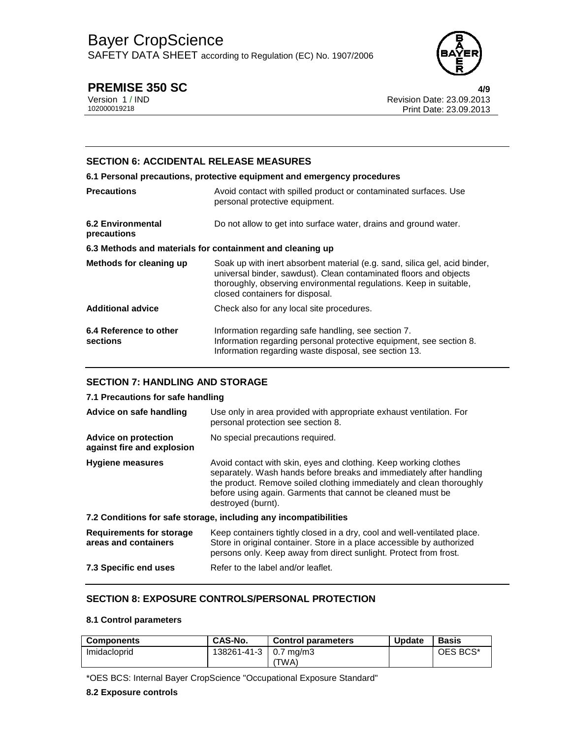## SECTION 6: ACCIDENTAL RELEASE MEASURES

### 6.1 Personal precautions, protective equipment and emergency procedures

**Precautions** Avoid contact with spilled product or contaminated surfaces. Use personal protective equipment.

**6.2 Environmental precautions** Do not allow to get into surface water, drains and ground water.

### 6.3 Methods and materials for containment and cleaning up

**Methods for cleaning up** Soak up with inert absorbent material (e.g. sand, silica gel, acid binder, universal binder, sawdust). Clean contaminated floors and objects thoroughly, observing environmental regulations. Keep in suitable, closed containers for disposal.

**Additional advice** Check also for any local site procedures.

**6.4 Reference to other sections** Information regarding safe handling, see section 7.
Information regarding personal protective equipment, see section 8.
Information regarding waste disposal, see section 13.

## SECTION 7: HANDLING AND STORAGE

### 7.1 Precautions for safe handling

**Advice on safe handling** Use only in area provided with appropriate exhaust ventilation. For personal protection see section 8.

**Advice on protection against fire and explosion** No special precautions required.

**Hygiene measures** Avoid contact with skin, eyes and clothing. Keep working clothes separately. Wash hands before breaks and immediately after handling the product. Remove soiled clothing immediately and clean thoroughly before using again. Garments that cannot be cleaned must be destroyed (burnt).

### 7.2 Conditions for safe storage, including any incompatibilities

**Requirements for storage areas and containers** Keep containers tightly closed in a dry, cool and well-ventilated place. Store in original container. Store in a place accessible by authorized persons only. Keep away from direct sunlight. Protect from frost.

**7.3 Specific end uses** Refer to the label and/or leaflet.

## SECTION 8: EXPOSURE CONTROLS/PERSONAL PROTECTION

### 8.1 Control parameters

| Components | CAS-No. | Control parameters | Update | Basis |
|---|---|---|---|---|
| Imidacloprid | 138261-41-3 | 0.7 mg/m3 (TWA) | | OES BCS* |

*OES BCS: Internal Bayer CropScience "Occupational Exposure Standard"

### 8.2 Exposure controls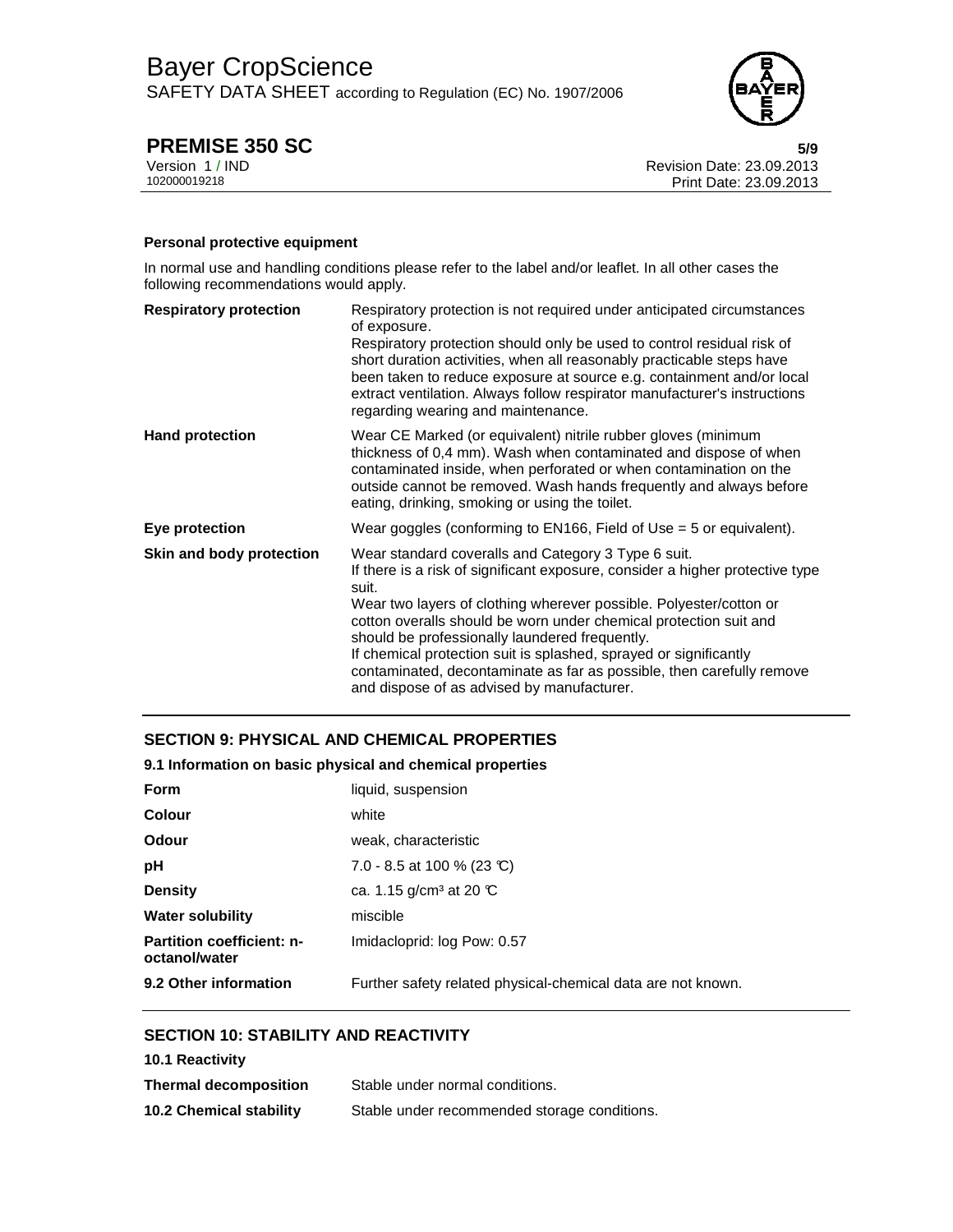**Personal protective equipment**

In normal use and handling conditions please refer to the label and/or leaflet. In all other cases the following recommendations would apply.

| | |
|---|---|
| **Respiratory protection** | Respiratory protection is not required under anticipated circumstances of exposure. Respiratory protection should only be used to control residual risk of short duration activities, when all reasonably practicable steps have been taken to reduce exposure at source e.g. containment and/or local extract ventilation. Always follow respirator manufacturer's instructions regarding wearing and maintenance. |
| **Hand protection** | Wear CE Marked (or equivalent) nitrile rubber gloves (minimum thickness of 0,4 mm). Wash when contaminated and dispose of when contaminated inside, when perforated or when contamination on the outside cannot be removed. Wash hands frequently and always before eating, drinking, smoking or using the toilet. |
| **Eye protection** | Wear goggles (conforming to EN166, Field of Use = 5 or equivalent). |
| **Skin and body protection** | Wear standard coveralls and Category 3 Type 6 suit. If there is a risk of significant exposure, consider a higher protective type suit. Wear two layers of clothing wherever possible. Polyester/cotton or cotton overalls should be worn under chemical protection suit and should be professionally laundered frequently. If chemical protection suit is splashed, sprayed or significantly contaminated, decontaminate as far as possible, then carefully remove and dispose of as advised by manufacturer. |

## SECTION 9: PHYSICAL AND CHEMICAL PROPERTIES

### 9.1 Information on basic physical and chemical properties

| | |
|---|---|
| **Form** | liquid, suspension |
| **Colour** | white |
| **Odour** | weak, characteristic |
| **pH** | 7.0 - 8.5 at 100 % (23 °C) |
| **Density** | ca. 1.15 g/cm³ at 20 °C |
| **Water solubility** | miscible |
| **Partition coefficient: n-octanol/water** | Imidacloprid: log Pow: 0.57 |
| **9.2 Other information** | Further safety related physical-chemical data are not known. |

## SECTION 10: STABILITY AND REACTIVITY

**10.1 Reactivity**

| | |
|---|---|
| **Thermal decomposition** | Stable under normal conditions. |
| **10.2 Chemical stability** | Stable under recommended storage conditions. |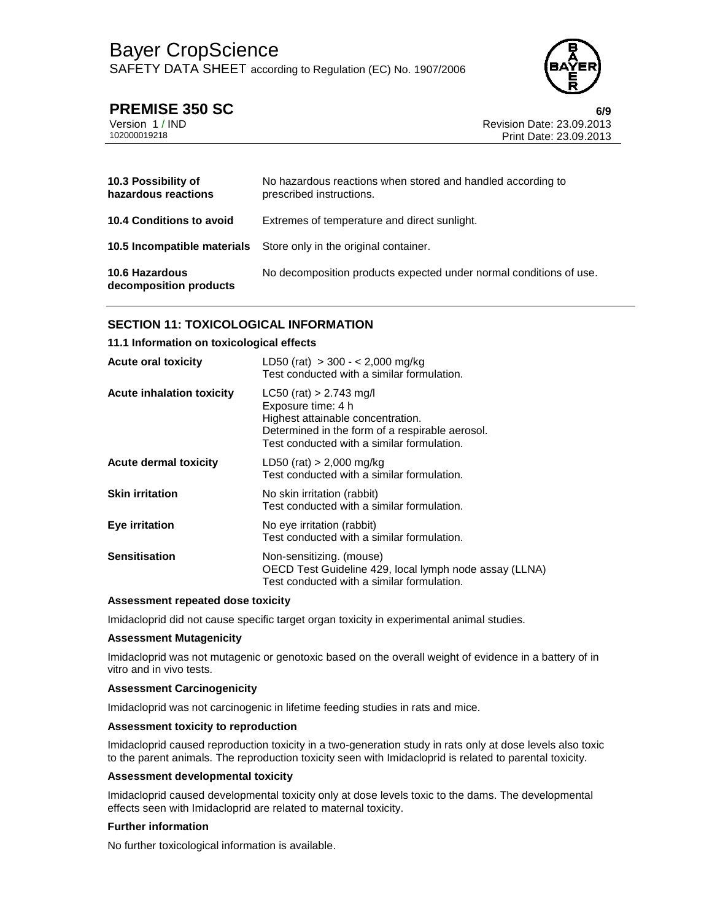| | |
|---|---|
| **10.3 Possibility of hazardous reactions** | No hazardous reactions when stored and handled according to prescribed instructions. |
| **10.4 Conditions to avoid** | Extremes of temperature and direct sunlight. |
| **10.5 Incompatible materials** | Store only in the original container. |
| **10.6 Hazardous decomposition products** | No decomposition products expected under normal conditions of use. |

## SECTION 11: TOXICOLOGICAL INFORMATION

### 11.1 Information on toxicological effects

| | |
|---|---|
| **Acute oral toxicity** | LD50 (rat) > 300 - < 2,000 mg/kg<br>Test conducted with a similar formulation. |
| **Acute inhalation toxicity** | LC50 (rat) > 2.743 mg/l<br>Exposure time: 4 h<br>Highest attainable concentration.<br>Determined in the form of a respirable aerosol.<br>Test conducted with a similar formulation. |
| **Acute dermal toxicity** | LD50 (rat) > 2,000 mg/kg<br>Test conducted with a similar formulation. |
| **Skin irritation** | No skin irritation (rabbit)<br>Test conducted with a similar formulation. |
| **Eye irritation** | No eye irritation (rabbit)<br>Test conducted with a similar formulation. |
| **Sensitisation** | Non-sensitizing. (mouse)<br>OECD Test Guideline 429, local lymph node assay (LLNA)<br>Test conducted with a similar formulation. |

**Assessment repeated dose toxicity**

Imidacloprid did not cause specific target organ toxicity in experimental animal studies.

**Assessment Mutagenicity**

Imidacloprid was not mutagenic or genotoxic based on the overall weight of evidence in a battery of in vitro and in vivo tests.

**Assessment Carcinogenicity**

Imidacloprid was not carcinogenic in lifetime feeding studies in rats and mice.

**Assessment toxicity to reproduction**

Imidacloprid caused reproduction toxicity in a two-generation study in rats only at dose levels also toxic to the parent animals. The reproduction toxicity seen with Imidacloprid is related to parental toxicity.

**Assessment developmental toxicity**

Imidacloprid caused developmental toxicity only at dose levels toxic to the dams. The developmental effects seen with Imidacloprid are related to maternal toxicity.

**Further information**

No further toxicological information is available.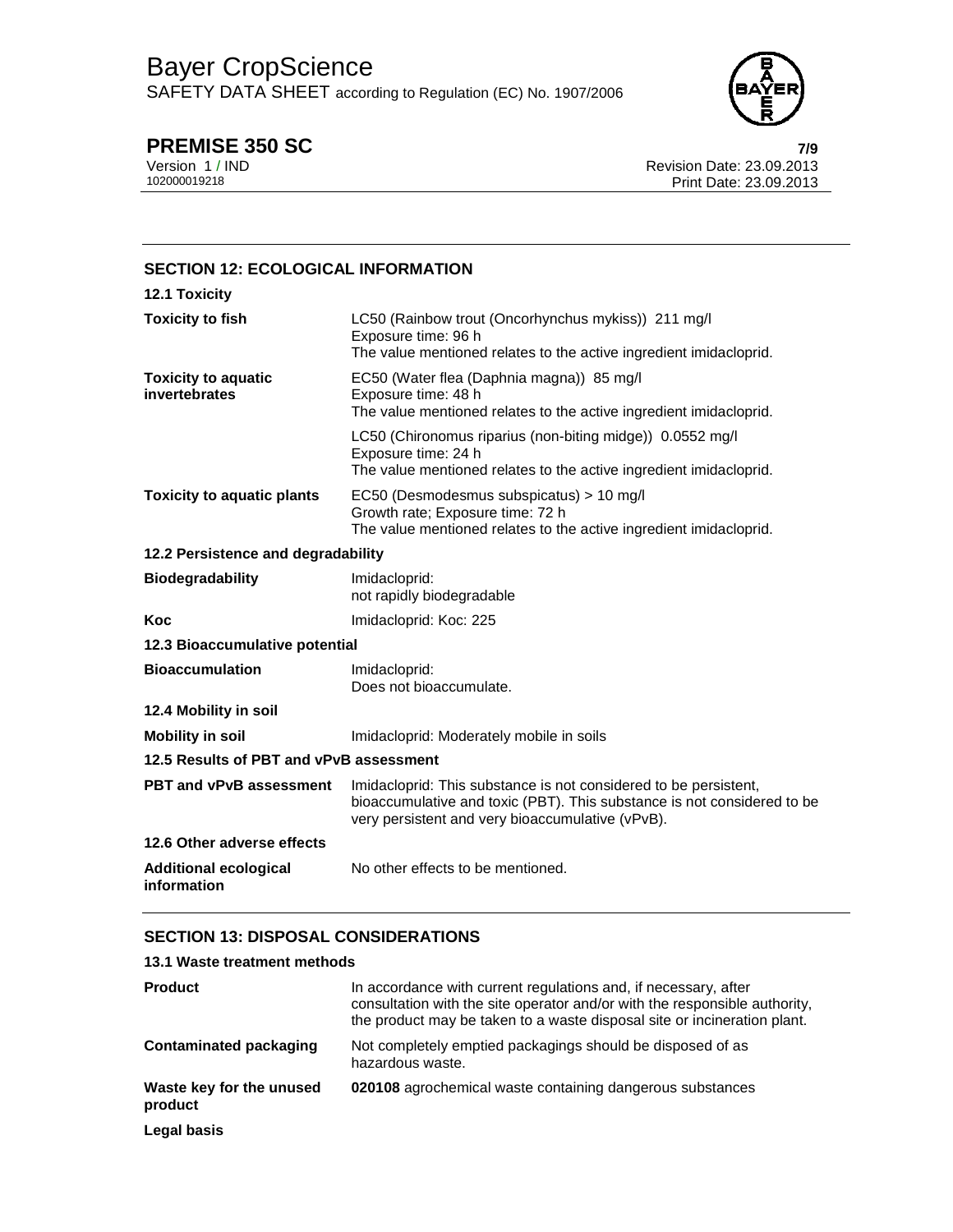## SECTION 12: ECOLOGICAL INFORMATION

### 12.1 Toxicity

| | |
|---|---|
| **Toxicity to fish** | LC50 (Rainbow trout (Oncorhynchus mykiss)) 211 mg/l<br>Exposure time: 96 h<br>The value mentioned relates to the active ingredient imidacloprid. |
| **Toxicity to aquatic invertebrates** | EC50 (Water flea (Daphnia magna)) 85 mg/l<br>Exposure time: 48 h<br>The value mentioned relates to the active ingredient imidacloprid. |
| | LC50 (Chironomus riparius (non-biting midge)) 0.0552 mg/l<br>Exposure time: 24 h<br>The value mentioned relates to the active ingredient imidacloprid. |
| **Toxicity to aquatic plants** | EC50 (Desmodesmus subspicatus) > 10 mg/l<br>Growth rate; Exposure time: 72 h<br>The value mentioned relates to the active ingredient imidacloprid. |

### 12.2 Persistence and degradability

| | |
|---|---|
| **Biodegradability** | Imidacloprid:<br>not rapidly biodegradable |
| **Koc** | Imidacloprid: Koc: 225 |

### 12.3 Bioaccumulative potential

| | |
|---|---|
| **Bioaccumulation** | Imidacloprid:<br>Does not bioaccumulate. |

### 12.4 Mobility in soil

| | |
|---|---|
| **Mobility in soil** | Imidacloprid: Moderately mobile in soils |

### 12.5 Results of PBT and vPvB assessment

| | |
|---|---|
| **PBT and vPvB assessment** | Imidacloprid: This substance is not considered to be persistent, bioaccumulative and toxic (PBT). This substance is not considered to be very persistent and very bioaccumulative (vPvB). |

### 12.6 Other adverse effects

| | |
|---|---|
| **Additional ecological information** | No other effects to be mentioned. |

## SECTION 13: DISPOSAL CONSIDERATIONS

### 13.1 Waste treatment methods

| | |
|---|---|
| **Product** | In accordance with current regulations and, if necessary, after consultation with the site operator and/or with the responsible authority, the product may be taken to a waste disposal site or incineration plant. |
| **Contaminated packaging** | Not completely emptied packagings should be disposed of as hazardous waste. |
| **Waste key for the unused product** | **020108** agrochemical waste containing dangerous substances |

**Legal basis**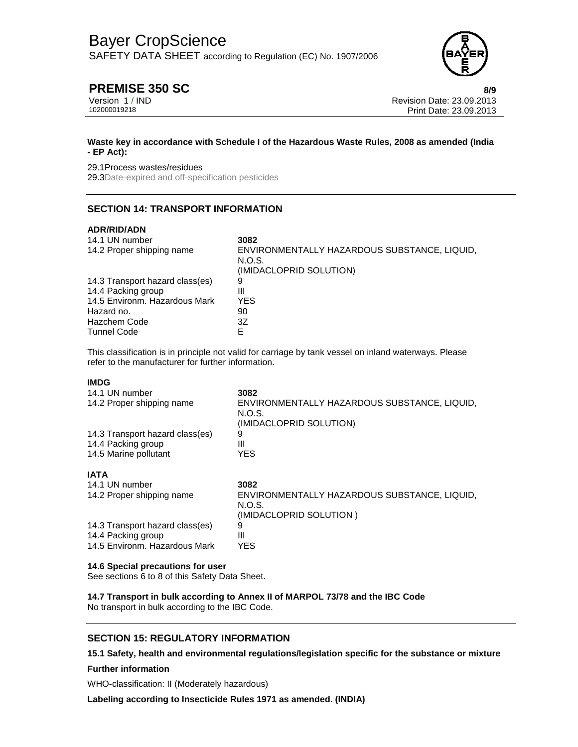**Waste key in accordance with Schedule I of the Hazardous Waste Rules, 2008 as amended (India - EP Act):**

29.1Process wastes/residues
29.3Date-expired and off-specification pesticides

## SECTION 14: TRANSPORT INFORMATION

**ADR/RID/ADN**

| | |
|---|---|
| 14.1 UN number | **3082** |
| 14.2 Proper shipping name | ENVIRONMENTALLY HAZARDOUS SUBSTANCE, LIQUID, N.O.S. (IMIDACLOPRID SOLUTION) |
| 14.3 Transport hazard class(es) | 9 |
| 14.4 Packing group | III |
| 14.5 Environm. Hazardous Mark | YES |
| Hazard no. | 90 |
| Hazchem Code | 3Z |
| Tunnel Code | E |

This classification is in principle not valid for carriage by tank vessel on inland waterways. Please refer to the manufacturer for further information.

**IMDG**

| | |
|---|---|
| 14.1 UN number | **3082** |
| 14.2 Proper shipping name | ENVIRONMENTALLY HAZARDOUS SUBSTANCE, LIQUID, N.O.S. (IMIDACLOPRID SOLUTION) |
| 14.3 Transport hazard class(es) | 9 |
| 14.4 Packing group | III |
| 14.5 Marine pollutant | YES |

**IATA**

| | |
|---|---|
| 14.1 UN number | **3082** |
| 14.2 Proper shipping name | ENVIRONMENTALLY HAZARDOUS SUBSTANCE, LIQUID, N.O.S. (IMIDACLOPRID SOLUTION ) |
| 14.3 Transport hazard class(es) | 9 |
| 14.4 Packing group | III |
| 14.5 Environm. Hazardous Mark | YES |

**14.6 Special precautions for user**
See sections 6 to 8 of this Safety Data Sheet.

**14.7 Transport in bulk according to Annex II of MARPOL 73/78 and the IBC Code**
No transport in bulk according to the IBC Code.

## SECTION 15: REGULATORY INFORMATION

**15.1 Safety, health and environmental regulations/legislation specific for the substance or mixture**

**Further information**

WHO-classification: II (Moderately hazardous)

**Labeling according to Insecticide Rules 1971 as amended. (INDIA)**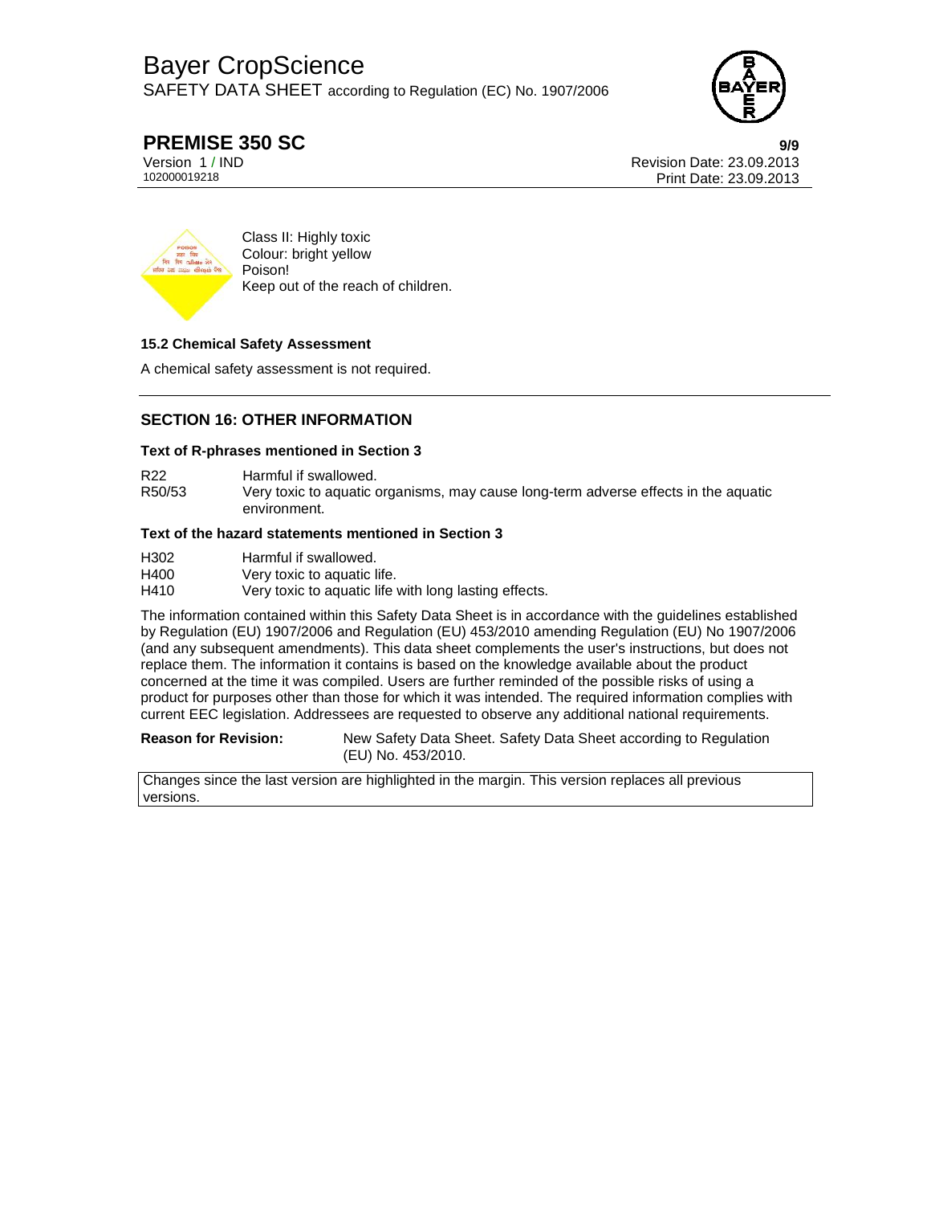Class II: Highly toxic
Colour: bright yellow
Poison!
Keep out of the reach of children.

### 15.2 Chemical Safety Assessment

A chemical safety assessment is not required.

## SECTION 16: OTHER INFORMATION

### Text of R-phrases mentioned in Section 3

| | |
|---|---|
| R22 | Harmful if swallowed. |
| R50/53 | Very toxic to aquatic organisms, may cause long-term adverse effects in the aquatic environment. |

### Text of the hazard statements mentioned in Section 3

| | |
|---|---|
| H302 | Harmful if swallowed. |
| H400 | Very toxic to aquatic life. |
| H410 | Very toxic to aquatic life with long lasting effects. |

The information contained within this Safety Data Sheet is in accordance with the guidelines established by Regulation (EU) 1907/2006 and Regulation (EU) 453/2010 amending Regulation (EU) No 1907/2006 (and any subsequent amendments). This data sheet complements the user's instructions, but does not replace them. The information it contains is based on the knowledge available about the product concerned at the time it was compiled. Users are further reminded of the possible risks of using a product for purposes other than those for which it was intended. The required information complies with current EEC legislation. Addressees are requested to observe any additional national requirements.

**Reason for Revision:** New Safety Data Sheet. Safety Data Sheet according to Regulation (EU) No. 453/2010.

Changes since the last version are highlighted in the margin. This version replaces all previous versions.